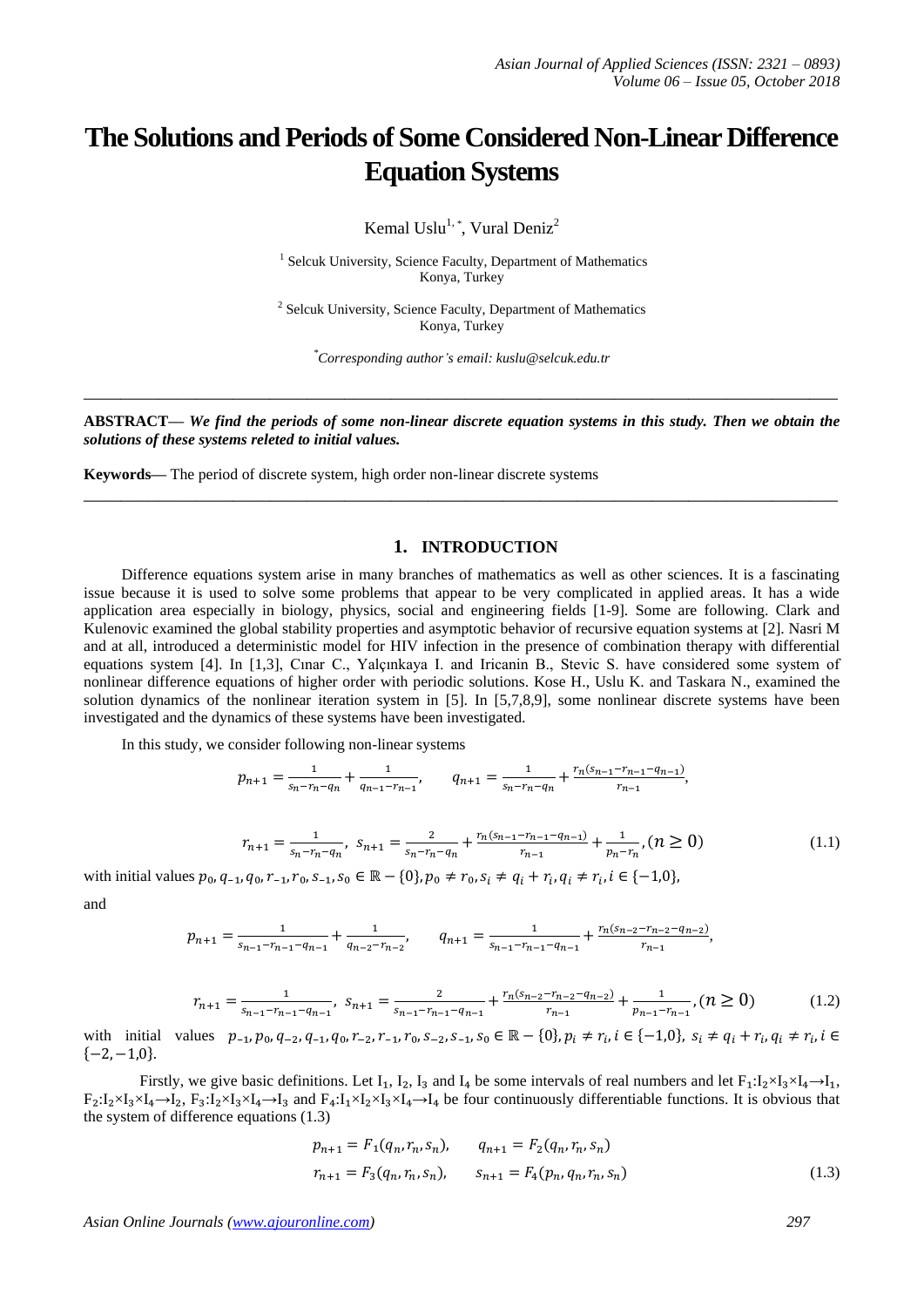# The Solutions and Periods of Some Considered Non-Linear Difference Equation Systems

Kemal Uslu[1,*], Vural Deniz[2]

[1] Selcuk University, Science Faculty, Department of Mathematics
Konya, Turkey

[2] Selcuk University, Science Faculty, Department of Mathematics
Konya, Turkey

[*] *Corresponding author's email: kuslu@selcuk.edu.tr*

---

**ABSTRACT—** ***We find the periods of some non-linear discrete equation systems in this study. Then we obtain the solutions of these systems releted to initial values.***

**Keywords—** The period of discrete system, high order non-linear discrete systems

---

## 1. INTRODUCTION

Difference equations system arise in many branches of mathematics as well as other sciences. It is a fascinating issue because it is used to solve some problems that appear to be very complicated in applied areas. It has a wide application area especially in biology, physics, social and engineering fields [1-9]. Some are following. Clark and Kulenovic examined the global stability properties and asymptotic behavior of recursive equation systems at [2]. Nasri M and at all, introduced a deterministic model for HIV infection in the presence of combination therapy with differential equations system [4]. In [1,3], Cınar C., Yalçınkaya I. and Iricanin B., Stevic S. have considered some system of nonlinear difference equations of higher order with periodic solutions. Kose H., Uslu K. and Taskara N., examined the solution dynamics of the nonlinear iteration system in [5]. In [5,7,8,9], some nonlinear discrete systems have been investigated and the dynamics of these systems have been investigated.

In this study, we consider following non-linear systems

$$p_{n+1} = \frac{1}{s_n - r_n - q_n} + \frac{1}{q_{n-1} - r_{n-1}}, \qquad q_{n+1} = \frac{1}{s_n - r_n - q_n} + \frac{r_n(s_{n-1} - r_{n-1} - q_{n-1})}{r_{n-1}},$$

$$r_{n+1} = \frac{1}{s_n - r_n - q_n}, \; s_{n+1} = \frac{2}{s_n - r_n - q_n} + \frac{r_n(s_{n-1} - r_{n-1} - q_{n-1})}{r_{n-1}} + \frac{1}{p_n - r_n}, (n \geq 0) \tag{1.1}$$

with initial values $p_0, q_{-1}, q_0, r_{-1}, r_0, s_{-1}, s_0 \in \mathbb{R} - \{0\}, p_0 \neq r_0, s_i \neq q_i + r_i, q_i \neq r_i, i \in \{-1,0\}$,

and

$$p_{n+1} = \frac{1}{s_{n-1} - r_{n-1} - q_{n-1}} + \frac{1}{q_{n-2} - r_{n-2}}, \qquad q_{n+1} = \frac{1}{s_{n-1} - r_{n-1} - q_{n-1}} + \frac{r_n(s_{n-2} - r_{n-2} - q_{n-2})}{r_{n-1}},$$

$$r_{n+1} = \frac{1}{s_{n-1} - r_{n-1} - q_{n-1}}, \; s_{n+1} = \frac{2}{s_{n-1} - r_{n-1} - q_{n-1}} + \frac{r_n(s_{n-2} - r_{n-2} - q_{n-2})}{r_{n-1}} + \frac{1}{p_{n-1} - r_{n-1}}, (n \geq 0) \tag{1.2}$$

with initial values $p_{-1}, p_0, q_{-2}, q_{-1}, q_0, r_{-2}, r_{-1}, r_0, s_{-2}, s_{-1}, s_0 \in \mathbb{R} - \{0\}, p_i \neq r_i, i \in \{-1,0\}, s_i \neq q_i + r_i, q_i \neq r_i, i \in \{-2,-1,0\}$.

Firstly, we give basic definitions. Let $I_1$, $I_2$, $I_3$ and $I_4$ be some intervals of real numbers and let $F_1$:$I_2 \times I_3 \times I_4 \rightarrow I_1$, $F_2$:$I_2 \times I_3 \times I_4 \rightarrow I_2$, $F_3$:$I_2 \times I_3 \times I_4 \rightarrow I_3$ and $F_4$:$I_1 \times I_2 \times I_3 \times I_4 \rightarrow I_4$ be four continuously differentiable functions. It is obvious that the system of difference equations (1.3)

$$p_{n+1} = F_1(q_n, r_n, s_n), \qquad q_{n+1} = F_2(q_n, r_n, s_n)$$

$$r_{n+1} = F_3(q_n, r_n, s_n), \qquad s_{n+1} = F_4(p_n, q_n, r_n, s_n) \tag{1.3}$$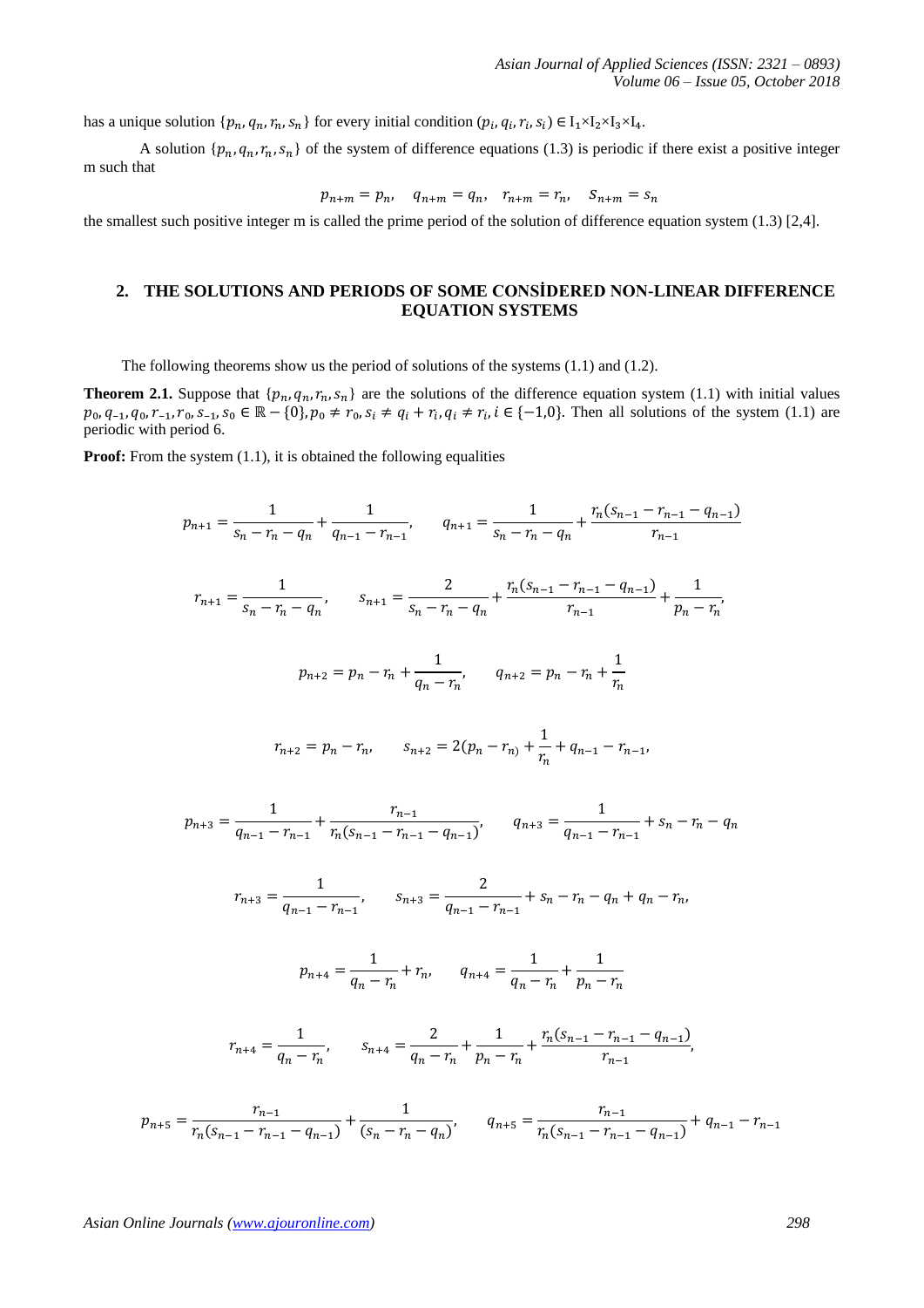has a unique solution $\{p_n, q_n, r_n, s_n\}$ for every initial condition $(p_i, q_i, r_i, s_i) \in I_1 \times I_2 \times I_3 \times I_4$.

A solution $\{p_n, q_n, r_n, s_n\}$ of the system of difference equations (1.3) is periodic if there exist a positive integer m such that

$$p_{n+m} = p_n, \quad q_{n+m} = q_n, \quad r_{n+m} = r_n, \quad s_{n+m} = s_n$$

the smallest such positive integer m is called the prime period of the solution of difference equation system (1.3) [2,4].

## 2. THE SOLUTIONS AND PERIODS OF SOME CONSİDERED NON-LINEAR DIFFERENCE EQUATION SYSTEMS

The following theorems show us the period of solutions of the systems (1.1) and (1.2).

**Theorem 2.1.** Suppose that $\{p_n, q_n, r_n, s_n\}$ are the solutions of the difference equation system (1.1) with initial values $p_0, q_{-1}, q_0, r_{-1}, r_0, s_{-1}, s_0 \in \mathbb{R} - \{0\}, p_0 \neq r_0, s_i \neq q_i + r_i, q_i \neq r_i, i \in \{-1, 0\}$. Then all solutions of the system (1.1) are periodic with period 6.

**Proof:** From the system (1.1), it is obtained the following equalities

$$p_{n+1} = \frac{1}{s_n - r_n - q_n} + \frac{1}{q_{n-1} - r_{n-1}}, \qquad q_{n+1} = \frac{1}{s_n - r_n - q_n} + \frac{r_n(s_{n-1} - r_{n-1} - q_{n-1})}{r_{n-1}}$$

$$r_{n+1} = \frac{1}{s_n - r_n - q_n}, \qquad s_{n+1} = \frac{2}{s_n - r_n - q_n} + \frac{r_n(s_{n-1} - r_{n-1} - q_{n-1})}{r_{n-1}} + \frac{1}{p_n - r_n},$$

$$p_{n+2} = p_n - r_n + \frac{1}{q_n - r_n}, \qquad q_{n+2} = p_n - r_n + \frac{1}{r_n}$$

$$r_{n+2} = p_n - r_n, \qquad s_{n+2} = 2(p_n - r_n) + \frac{1}{r_n} + q_{n-1} - r_{n-1},$$

$$p_{n+3} = \frac{1}{q_{n-1} - r_{n-1}} + \frac{r_{n-1}}{r_n(s_{n-1} - r_{n-1} - q_{n-1})}, \qquad q_{n+3} = \frac{1}{q_{n-1} - r_{n-1}} + s_n - r_n - q_n$$

$$r_{n+3} = \frac{1}{q_{n-1} - r_{n-1}}, \qquad s_{n+3} = \frac{2}{q_{n-1} - r_{n-1}} + s_n - r_n - q_n + q_n - r_n,$$

$$p_{n+4} = \frac{1}{q_n - r_n} + r_n, \qquad q_{n+4} = \frac{1}{q_n - r_n} + \frac{1}{p_n - r_n}$$

$$r_{n+4} = \frac{1}{q_n - r_n}, \qquad s_{n+4} = \frac{2}{q_n - r_n} + \frac{1}{p_n - r_n} + \frac{r_n(s_{n-1} - r_{n-1} - q_{n-1})}{r_{n-1}},$$

$$p_{n+5} = \frac{r_{n-1}}{r_n(s_{n-1} - r_{n-1} - q_{n-1})} + \frac{1}{(s_n - r_n - q_n)}, \qquad q_{n+5} = \frac{r_{n-1}}{r_n(s_{n-1} - r_{n-1} - q_{n-1})} + q_{n-1} - r_{n-1}$$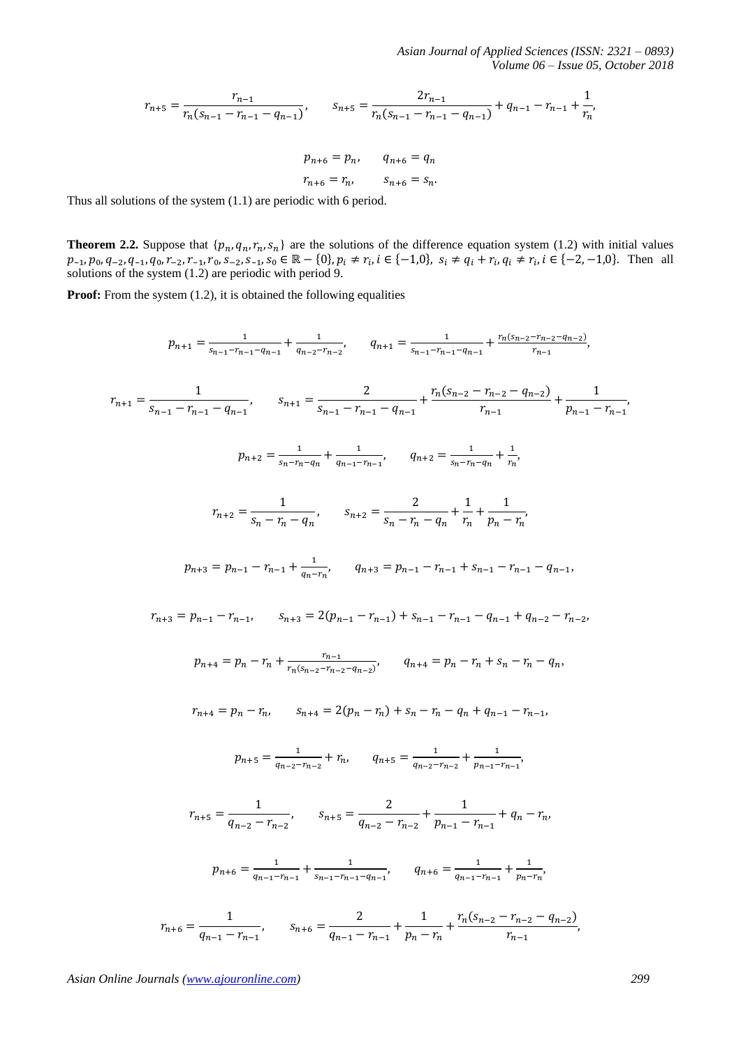$$r_{n+5} = \frac{r_{n-1}}{r_n(s_{n-1} - r_{n-1} - q_{n-1})}, \qquad s_{n+5} = \frac{2r_{n-1}}{r_n(s_{n-1} - r_{n-1} - q_{n-1})} + q_{n-1} - r_{n-1} + \frac{1}{r_n},$$

$$p_{n+6} = p_n, \qquad q_{n+6} = q_n$$

$$r_{n+6} = r_n, \qquad s_{n+6} = s_n.$$

Thus all solutions of the system (1.1) are periodic with 6 period.

**Theorem 2.2.** Suppose that $\{p_n, q_n, r_n, s_n\}$ are the solutions of the difference equation system (1.2) with initial values $p_{-1}, p_0, q_{-2}, q_{-1}, q_0, r_{-2}, r_{-1}, r_0, s_{-2}, s_{-1}, s_0 \in \mathbb{R} - \{0\}, p_i \neq r_i, i \in \{-1,0\},\ s_i \neq q_i + r_i, q_i \neq r_i, i \in \{-2,-1,0\}$. Then all solutions of the system (1.2) are periodic with period 9.

**Proof:** From the system (1.2), it is obtained the following equalities

$$p_{n+1} = \frac{1}{s_{n-1} - r_{n-1} - q_{n-1}} + \frac{1}{q_{n-2} - r_{n-2}}, \qquad q_{n+1} = \frac{1}{s_{n-1} - r_{n-1} - q_{n-1}} + \frac{r_n(s_{n-2} - r_{n-2} - q_{n-2})}{r_{n-1}},$$

$$r_{n+1} = \frac{1}{s_{n-1} - r_{n-1} - q_{n-1}}, \qquad s_{n+1} = \frac{2}{s_{n-1} - r_{n-1} - q_{n-1}} + \frac{r_n(s_{n-2} - r_{n-2} - q_{n-2})}{r_{n-1}} + \frac{1}{p_{n-1} - r_{n-1}},$$

$$p_{n+2} = \frac{1}{s_n - r_n - q_n} + \frac{1}{q_{n-1} - r_{n-1}}, \qquad q_{n+2} = \frac{1}{s_n - r_n - q_n} + \frac{1}{r_n},$$

$$r_{n+2} = \frac{1}{s_n - r_n - q_n}, \qquad s_{n+2} = \frac{2}{s_n - r_n - q_n} + \frac{1}{r_n} + \frac{1}{p_n - r_n},$$

$$p_{n+3} = p_{n-1} - r_{n-1} + \frac{1}{q_n - r_n}, \qquad q_{n+3} = p_{n-1} - r_{n-1} + s_{n-1} - r_{n-1} - q_{n-1},$$

$$r_{n+3} = p_{n-1} - r_{n-1}, \qquad s_{n+3} = 2(p_{n-1} - r_{n-1}) + s_{n-1} - r_{n-1} - q_{n-1} + q_{n-2} - r_{n-2},$$

$$p_{n+4} = p_n - r_n + \frac{r_{n-1}}{r_n(s_{n-2} - r_{n-2} - q_{n-2})}, \qquad q_{n+4} = p_n - r_n + s_n - r_n - q_n,$$

$$r_{n+4} = p_n - r_n, \qquad s_{n+4} = 2(p_n - r_n) + s_n - r_n - q_n + q_{n-1} - r_{n-1},$$

$$p_{n+5} = \frac{1}{q_{n-2} - r_{n-2}} + r_n, \qquad q_{n+5} = \frac{1}{q_{n-2} - r_{n-2}} + \frac{1}{p_{n-1} - r_{n-1}},$$

$$r_{n+5} = \frac{1}{q_{n-2} - r_{n-2}}, \qquad s_{n+5} = \frac{2}{q_{n-2} - r_{n-2}} + \frac{1}{p_{n-1} - r_{n-1}} + q_n - r_n,$$

$$p_{n+6} = \frac{1}{q_{n-1} - r_{n-1}} + \frac{1}{s_{n-1} - r_{n-1} - q_{n-1}}, \qquad q_{n+6} = \frac{1}{q_{n-1} - r_{n-1}} + \frac{1}{p_n - r_n},$$

$$r_{n+6} = \frac{1}{q_{n-1} - r_{n-1}}, \qquad s_{n+6} = \frac{2}{q_{n-1} - r_{n-1}} + \frac{1}{p_n - r_n} + \frac{r_n(s_{n-2} - r_{n-2} - q_{n-2})}{r_{n-1}},$$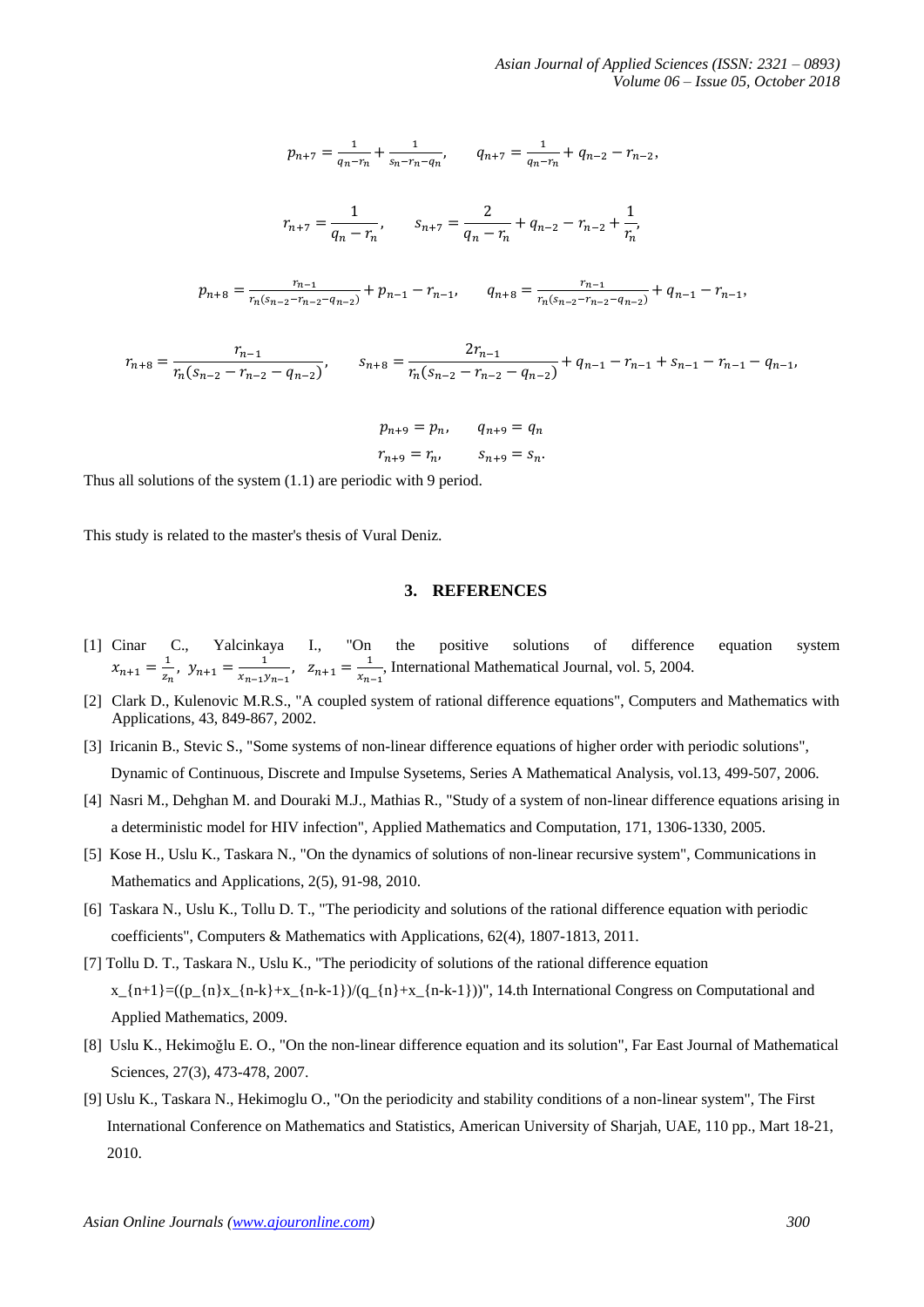$$p_{n+7} = \frac{1}{q_n - r_n} + \frac{1}{s_n - r_n - q_n}, \qquad q_{n+7} = \frac{1}{q_n - r_n} + q_{n-2} - r_{n-2},$$

$$r_{n+7} = \frac{1}{q_n - r_n}, \qquad s_{n+7} = \frac{2}{q_n - r_n} + q_{n-2} - r_{n-2} + \frac{1}{r_n},$$

$$p_{n+8} = \frac{r_{n-1}}{r_n(s_{n-2} - r_{n-2} - q_{n-2})} + p_{n-1} - r_{n-1}, \qquad q_{n+8} = \frac{r_{n-1}}{r_n(s_{n-2} - r_{n-2} - q_{n-2})} + q_{n-1} - r_{n-1},$$

$$r_{n+8} = \frac{r_{n-1}}{r_n(s_{n-2} - r_{n-2} - q_{n-2})}, \qquad s_{n+8} = \frac{2r_{n-1}}{r_n(s_{n-2} - r_{n-2} - q_{n-2})} + q_{n-1} - r_{n-1} + s_{n-1} - r_{n-1} - q_{n-1},$$

$$p_{n+9} = p_n, \qquad q_{n+9} = q_n$$

$$r_{n+9} = r_n, \qquad s_{n+9} = s_n.$$

Thus all solutions of the system (1.1) are periodic with 9 period.

This study is related to the master's thesis of Vural Deniz.

## 3. REFERENCES

[1] Cinar C., Yalcinkaya I., "On the positive solutions of difference equation system $x_{n+1} = \frac{1}{z_n}$, $y_{n+1} = \frac{1}{x_{n-1}y_{n-1}}$, $z_{n+1} = \frac{1}{x_{n-1}}$, International Mathematical Journal, vol. 5, 2004.

[2] Clark D., Kulenovic M.R.S., "A coupled system of rational difference equations", Computers and Mathematics with Applications, 43, 849-867, 2002.

[3] Iricanin B., Stevic S., "Some systems of non-linear difference equations of higher order with periodic solutions", Dynamic of Continuous, Discrete and Impulse Sysetems, Series A Mathematical Analysis, vol.13, 499-507, 2006.

[4] Nasri M., Dehghan M. and Douraki M.J., Mathias R., "Study of a system of non-linear difference equations arising in a deterministic model for HIV infection", Applied Mathematics and Computation, 171, 1306-1330, 2005.

[5] Kose H., Uslu K., Taskara N., "On the dynamics of solutions of non-linear recursive system", Communications in Mathematics and Applications, 2(5), 91-98, 2010.

[6] Taskara N., Uslu K., Tollu D. T., "The periodicity and solutions of the rational difference equation with periodic coefficients", Computers & Mathematics with Applications, 62(4), 1807-1813, 2011.

[7] Tollu D. T., Taskara N., Uslu K., "The periodicity of solutions of the rational difference equation x_{n+1}=((p_{n}x_{n-k}+x_{n-k-1})/(q_{n}+x_{n-k-1}))", 14.th International Congress on Computational and Applied Mathematics, 2009.

[8] Uslu K., Hekimoğlu E. O., "On the non-linear difference equation and its solution", Far East Journal of Mathematical Sciences, 27(3), 473-478, 2007.

[9] Uslu K., Taskara N., Hekimoglu O., "On the periodicity and stability conditions of a non-linear system", The First International Conference on Mathematics and Statistics, American University of Sharjah, UAE, 110 pp., Mart 18-21, 2010.